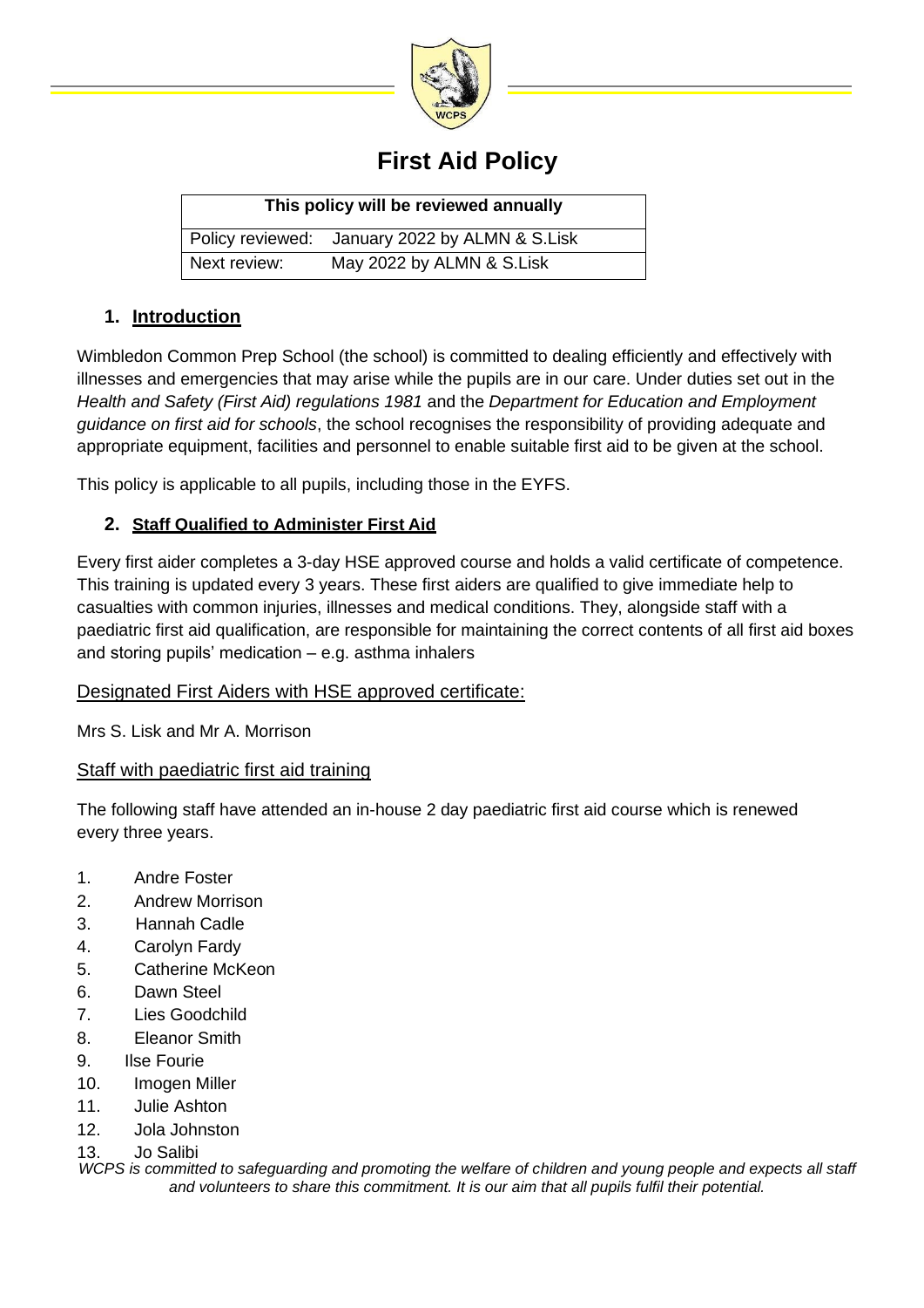# First Aid Policy

| This policy will be reviewed annually | |
|---|---|
| Policy reviewed: | January 2022 by ALMN & S.Lisk |
| Next review: | May 2022 by ALMN & S.Lisk |

## 1. Introduction

Wimbledon Common Prep School (the school) is committed to dealing efficiently and effectively with illnesses and emergencies that may arise while the pupils are in our care. Under duties set out in the *Health and Safety (First Aid) regulations 1981* and the *Department for Education and Employment guidance on first aid for schools*, the school recognises the responsibility of providing adequate and appropriate equipment, facilities and personnel to enable suitable first aid to be given at the school.

This policy is applicable to all pupils, including those in the EYFS.

## 2. Staff Qualified to Administer First Aid

Every first aider completes a 3-day HSE approved course and holds a valid certificate of competence. This training is updated every 3 years. These first aiders are qualified to give immediate help to casualties with common injuries, illnesses and medical conditions. They, alongside staff with a paediatric first aid qualification, are responsible for maintaining the correct contents of all first aid boxes and storing pupils' medication – e.g. asthma inhalers

### Designated First Aiders with HSE approved certificate:

Mrs S. Lisk and Mr A. Morrison

### Staff with paediatric first aid training

The following staff have attended an in-house 2 day paediatric first aid course which is renewed every three years.

1. Andre Foster
2. Andrew Morrison
3. Hannah Cadle
4. Carolyn Fardy
5. Catherine McKeon
6. Dawn Steel
7. Lies Goodchild
8. Eleanor Smith
9. Ilse Fourie
10. Imogen Miller
11. Julie Ashton
12. Jola Johnston
13. Jo Salibi

*WCPS is committed to safeguarding and promoting the welfare of children and young people and expects all staff and volunteers to share this commitment. It is our aim that all pupils fulfil their potential.*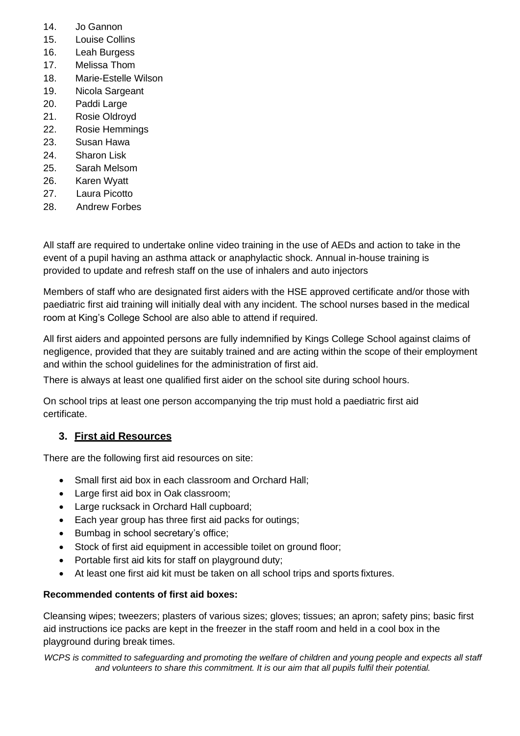14. Jo Gannon
15. Louise Collins
16. Leah Burgess
17. Melissa Thom
18. Marie-Estelle Wilson
19. Nicola Sargeant
20. Paddi Large
21. Rosie Oldroyd
22. Rosie Hemmings
23. Susan Hawa
24. Sharon Lisk
25. Sarah Melsom
26. Karen Wyatt
27. Laura Picotto
28. Andrew Forbes

All staff are required to undertake online video training in the use of AEDs and action to take in the event of a pupil having an asthma attack or anaphylactic shock. Annual in-house training is provided to update and refresh staff on the use of inhalers and auto injectors

Members of staff who are designated first aiders with the HSE approved certificate and/or those with paediatric first aid training will initially deal with any incident. The school nurses based in the medical room at King's College School are also able to attend if required.

All first aiders and appointed persons are fully indemnified by Kings College School against claims of negligence, provided that they are suitably trained and are acting within the scope of their employment and within the school guidelines for the administration of first aid.

There is always at least one qualified first aider on the school site during school hours.

On school trips at least one person accompanying the trip must hold a paediatric first aid certificate.

## 3. First aid Resources

There are the following first aid resources on site:

- Small first aid box in each classroom and Orchard Hall;
- Large first aid box in Oak classroom;
- Large rucksack in Orchard Hall cupboard;
- Each year group has three first aid packs for outings;
- Bumbag in school secretary's office;
- Stock of first aid equipment in accessible toilet on ground floor;
- Portable first aid kits for staff on playground duty;
- At least one first aid kit must be taken on all school trips and sports fixtures.

**Recommended contents of first aid boxes:**

Cleansing wipes; tweezers; plasters of various sizes; gloves; tissues; an apron; safety pins; basic first aid instructions ice packs are kept in the freezer in the staff room and held in a cool box in the playground during break times.

*WCPS is committed to safeguarding and promoting the welfare of children and young people and expects all staff and volunteers to share this commitment. It is our aim that all pupils fulfil their potential.*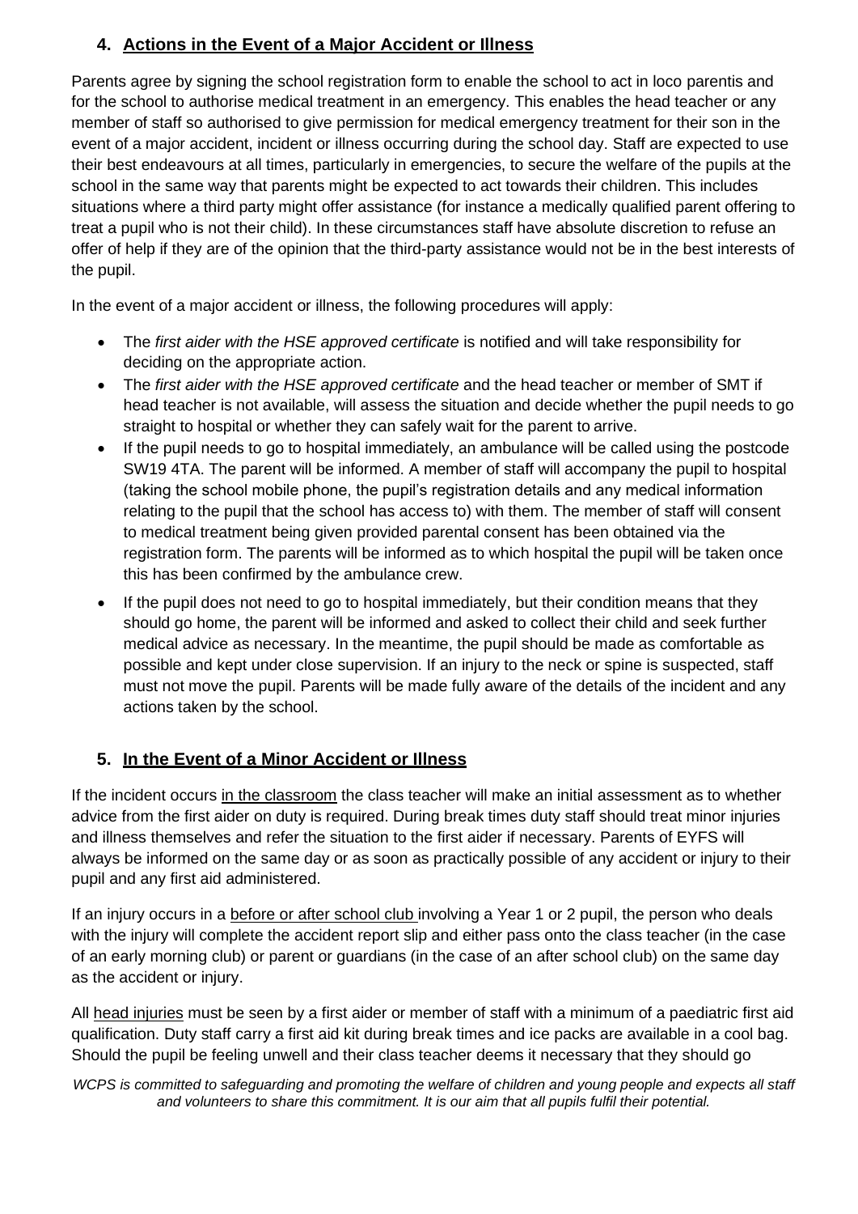## 4. Actions in the Event of a Major Accident or Illness

Parents agree by signing the school registration form to enable the school to act in loco parentis and for the school to authorise medical treatment in an emergency. This enables the head teacher or any member of staff so authorised to give permission for medical emergency treatment for their son in the event of a major accident, incident or illness occurring during the school day. Staff are expected to use their best endeavours at all times, particularly in emergencies, to secure the welfare of the pupils at the school in the same way that parents might be expected to act towards their children. This includes situations where a third party might offer assistance (for instance a medically qualified parent offering to treat a pupil who is not their child). In these circumstances staff have absolute discretion to refuse an offer of help if they are of the opinion that the third-party assistance would not be in the best interests of the pupil.

In the event of a major accident or illness, the following procedures will apply:

- The *first aider with the HSE approved certificate* is notified and will take responsibility for deciding on the appropriate action.
- The *first aider with the HSE approved certificate* and the head teacher or member of SMT if head teacher is not available, will assess the situation and decide whether the pupil needs to go straight to hospital or whether they can safely wait for the parent to arrive.
- If the pupil needs to go to hospital immediately, an ambulance will be called using the postcode SW19 4TA. The parent will be informed. A member of staff will accompany the pupil to hospital (taking the school mobile phone, the pupil's registration details and any medical information relating to the pupil that the school has access to) with them. The member of staff will consent to medical treatment being given provided parental consent has been obtained via the registration form. The parents will be informed as to which hospital the pupil will be taken once this has been confirmed by the ambulance crew.
- If the pupil does not need to go to hospital immediately, but their condition means that they should go home, the parent will be informed and asked to collect their child and seek further medical advice as necessary. In the meantime, the pupil should be made as comfortable as possible and kept under close supervision. If an injury to the neck or spine is suspected, staff must not move the pupil. Parents will be made fully aware of the details of the incident and any actions taken by the school.

## 5. In the Event of a Minor Accident or Illness

If the incident occurs in the classroom the class teacher will make an initial assessment as to whether advice from the first aider on duty is required. During break times duty staff should treat minor injuries and illness themselves and refer the situation to the first aider if necessary. Parents of EYFS will always be informed on the same day or as soon as practically possible of any accident or injury to their pupil and any first aid administered.

If an injury occurs in a before or after school club involving a Year 1 or 2 pupil, the person who deals with the injury will complete the accident report slip and either pass onto the class teacher (in the case of an early morning club) or parent or guardians (in the case of an after school club) on the same day as the accident or injury.

All head injuries must be seen by a first aider or member of staff with a minimum of a paediatric first aid qualification. Duty staff carry a first aid kit during break times and ice packs are available in a cool bag. Should the pupil be feeling unwell and their class teacher deems it necessary that they should go

*WCPS is committed to safeguarding and promoting the welfare of children and young people and expects all staff and volunteers to share this commitment. It is our aim that all pupils fulfil their potential.*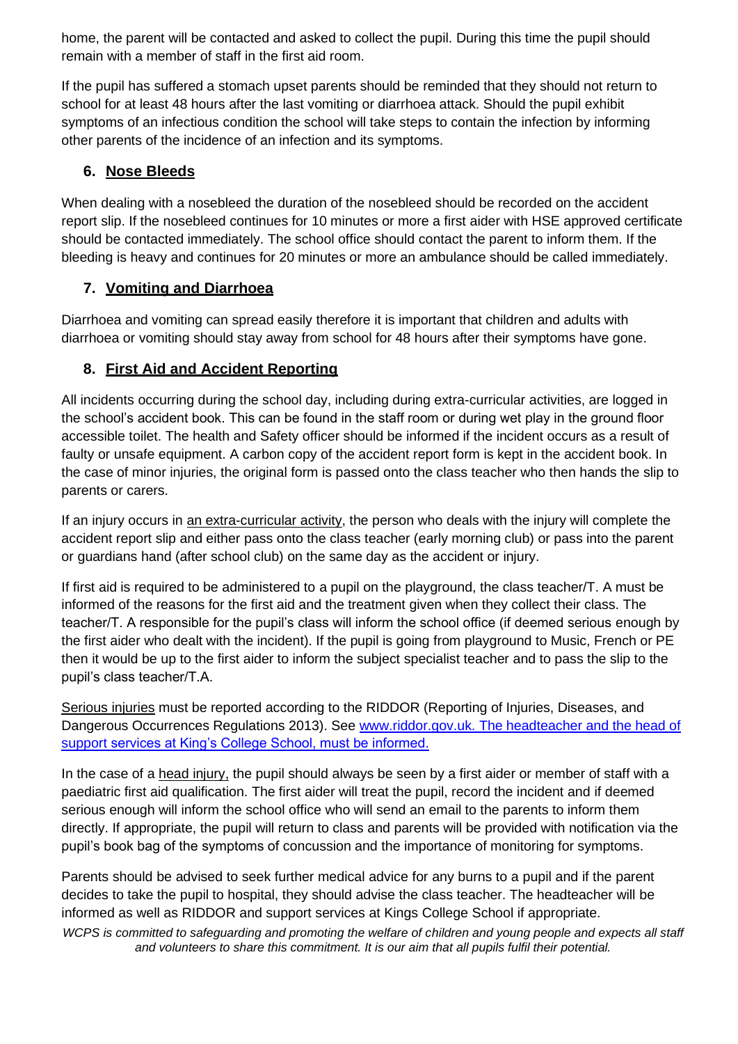home, the parent will be contacted and asked to collect the pupil. During this time the pupil should remain with a member of staff in the first aid room.

If the pupil has suffered a stomach upset parents should be reminded that they should not return to school for at least 48 hours after the last vomiting or diarrhoea attack. Should the pupil exhibit symptoms of an infectious condition the school will take steps to contain the infection by informing other parents of the incidence of an infection and its symptoms.

## 6. Nose Bleeds

When dealing with a nosebleed the duration of the nosebleed should be recorded on the accident report slip. If the nosebleed continues for 10 minutes or more a first aider with HSE approved certificate should be contacted immediately. The school office should contact the parent to inform them. If the bleeding is heavy and continues for 20 minutes or more an ambulance should be called immediately.

## 7. Vomiting and Diarrhoea

Diarrhoea and vomiting can spread easily therefore it is important that children and adults with diarrhoea or vomiting should stay away from school for 48 hours after their symptoms have gone.

## 8. First Aid and Accident Reporting

All incidents occurring during the school day, including during extra-curricular activities, are logged in the school's accident book. This can be found in the staff room or during wet play in the ground floor accessible toilet. The health and Safety officer should be informed if the incident occurs as a result of faulty or unsafe equipment. A carbon copy of the accident report form is kept in the accident book. In the case of minor injuries, the original form is passed onto the class teacher who then hands the slip to parents or carers.

If an injury occurs in an extra-curricular activity, the person who deals with the injury will complete the accident report slip and either pass onto the class teacher (early morning club) or pass into the parent or guardians hand (after school club) on the same day as the accident or injury.

If first aid is required to be administered to a pupil on the playground, the class teacher/T. A must be informed of the reasons for the first aid and the treatment given when they collect their class. The teacher/T. A responsible for the pupil's class will inform the school office (if deemed serious enough by the first aider who dealt with the incident). If the pupil is going from playground to Music, French or PE then it would be up to the first aider to inform the subject specialist teacher and to pass the slip to the pupil's class teacher/T.A.

Serious injuries must be reported according to the RIDDOR (Reporting of Injuries, Diseases, and Dangerous Occurrences Regulations 2013). See www.riddor.gov.uk. The headteacher and the head of support services at King's College School, must be informed.

In the case of a head injury, the pupil should always be seen by a first aider or member of staff with a paediatric first aid qualification. The first aider will treat the pupil, record the incident and if deemed serious enough will inform the school office who will send an email to the parents to inform them directly. If appropriate, the pupil will return to class and parents will be provided with notification via the pupil's book bag of the symptoms of concussion and the importance of monitoring for symptoms.

Parents should be advised to seek further medical advice for any burns to a pupil and if the parent decides to take the pupil to hospital, they should advise the class teacher. The headteacher will be informed as well as RIDDOR and support services at Kings College School if appropriate.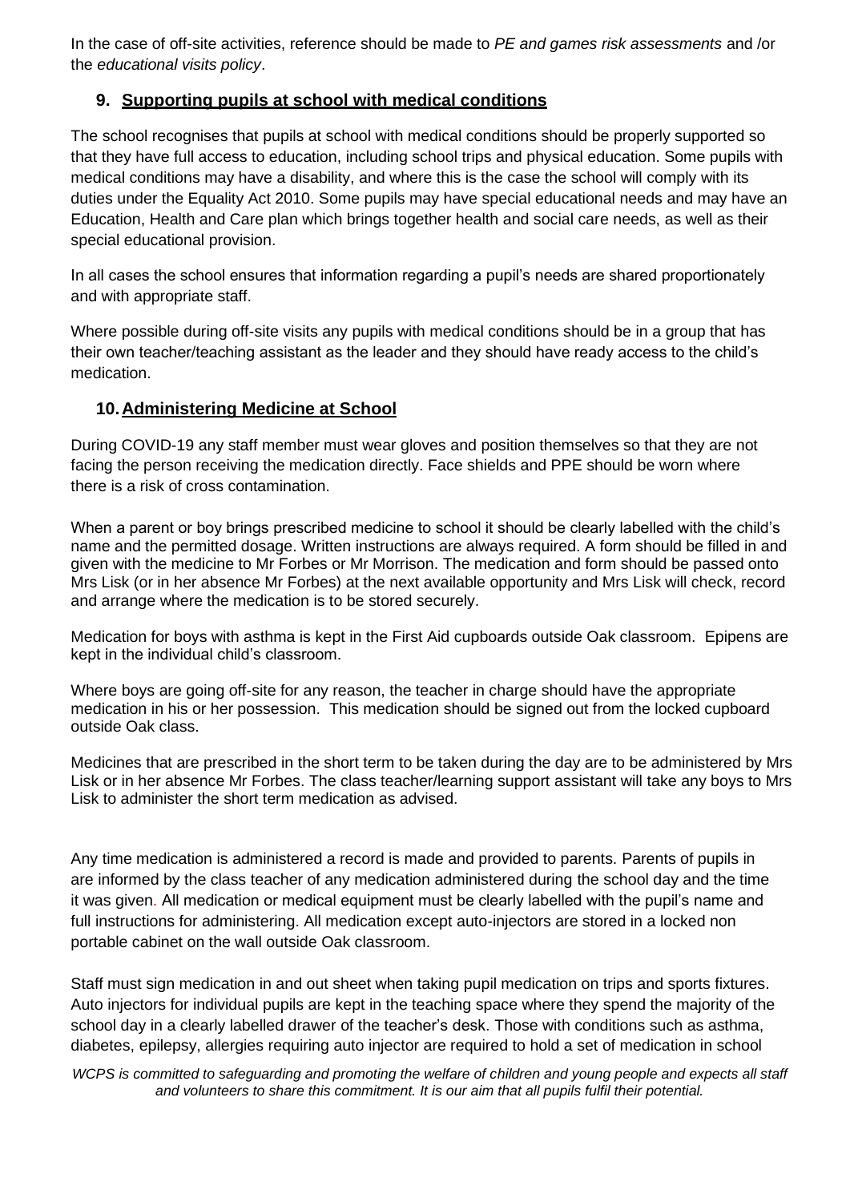In the case of off-site activities, reference should be made to *PE and games risk assessments* and /or the *educational visits policy*.

## 9. Supporting pupils at school with medical conditions

The school recognises that pupils at school with medical conditions should be properly supported so that they have full access to education, including school trips and physical education. Some pupils with medical conditions may have a disability, and where this is the case the school will comply with its duties under the Equality Act 2010. Some pupils may have special educational needs and may have an Education, Health and Care plan which brings together health and social care needs, as well as their special educational provision.

In all cases the school ensures that information regarding a pupil's needs are shared proportionately and with appropriate staff.

Where possible during off-site visits any pupils with medical conditions should be in a group that has their own teacher/teaching assistant as the leader and they should have ready access to the child's medication.

## 10. Administering Medicine at School

During COVID-19 any staff member must wear gloves and position themselves so that they are not facing the person receiving the medication directly. Face shields and PPE should be worn where there is a risk of cross contamination.

When a parent or boy brings prescribed medicine to school it should be clearly labelled with the child's name and the permitted dosage. Written instructions are always required. A form should be filled in and given with the medicine to Mr Forbes or Mr Morrison. The medication and form should be passed onto Mrs Lisk (or in her absence Mr Forbes) at the next available opportunity and Mrs Lisk will check, record and arrange where the medication is to be stored securely.

Medication for boys with asthma is kept in the First Aid cupboards outside Oak classroom. Epipens are kept in the individual child's classroom.

Where boys are going off-site for any reason, the teacher in charge should have the appropriate medication in his or her possession. This medication should be signed out from the locked cupboard outside Oak class.

Medicines that are prescribed in the short term to be taken during the day are to be administered by Mrs Lisk or in her absence Mr Forbes. The class teacher/learning support assistant will take any boys to Mrs Lisk to administer the short term medication as advised.

Any time medication is administered a record is made and provided to parents. Parents of pupils in are informed by the class teacher of any medication administered during the school day and the time it was given. All medication or medical equipment must be clearly labelled with the pupil's name and full instructions for administering. All medication except auto-injectors are stored in a locked non portable cabinet on the wall outside Oak classroom.

Staff must sign medication in and out sheet when taking pupil medication on trips and sports fixtures. Auto injectors for individual pupils are kept in the teaching space where they spend the majority of the school day in a clearly labelled drawer of the teacher's desk. Those with conditions such as asthma, diabetes, epilepsy, allergies requiring auto injector are required to hold a set of medication in school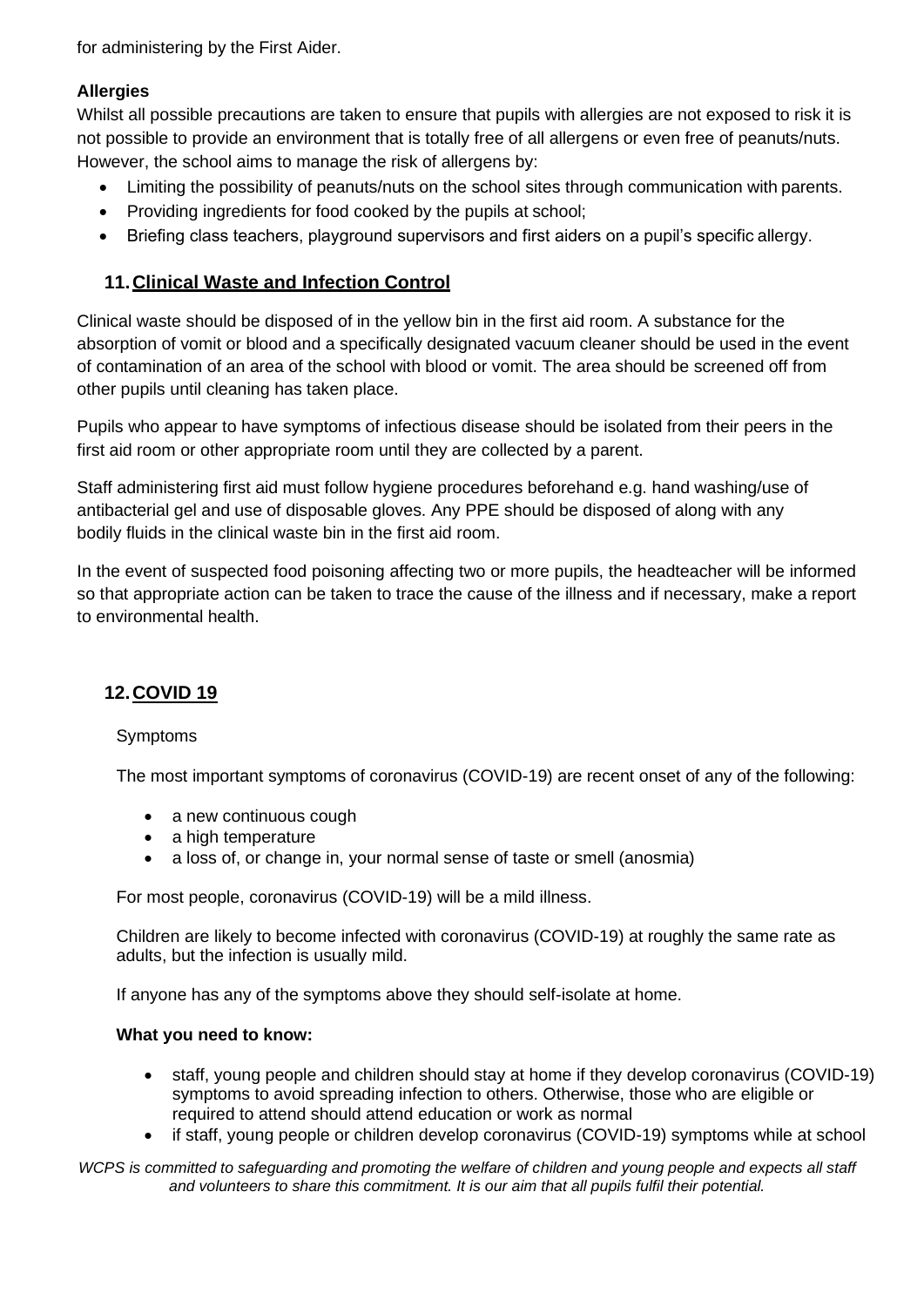for administering by the First Aider.

**Allergies**

Whilst all possible precautions are taken to ensure that pupils with allergies are not exposed to risk it is not possible to provide an environment that is totally free of all allergens or even free of peanuts/nuts. However, the school aims to manage the risk of allergens by:

- Limiting the possibility of peanuts/nuts on the school sites through communication with parents.
- Providing ingredients for food cooked by the pupils at school;
- Briefing class teachers, playground supervisors and first aiders on a pupil's specific allergy.

## 11. Clinical Waste and Infection Control

Clinical waste should be disposed of in the yellow bin in the first aid room. A substance for the absorption of vomit or blood and a specifically designated vacuum cleaner should be used in the event of contamination of an area of the school with blood or vomit. The area should be screened off from other pupils until cleaning has taken place.

Pupils who appear to have symptoms of infectious disease should be isolated from their peers in the first aid room or other appropriate room until they are collected by a parent.

Staff administering first aid must follow hygiene procedures beforehand e.g. hand washing/use of antibacterial gel and use of disposable gloves. Any PPE should be disposed of along with any bodily fluids in the clinical waste bin in the first aid room.

In the event of suspected food poisoning affecting two or more pupils, the headteacher will be informed so that appropriate action can be taken to trace the cause of the illness and if necessary, make a report to environmental health.

## 12. COVID 19

Symptoms

The most important symptoms of coronavirus (COVID-19) are recent onset of any of the following:

- a new continuous cough
- a high temperature
- a loss of, or change in, your normal sense of taste or smell (anosmia)

For most people, coronavirus (COVID-19) will be a mild illness.

Children are likely to become infected with coronavirus (COVID-19) at roughly the same rate as adults, but the infection is usually mild.

If anyone has any of the symptoms above they should self-isolate at home.

**What you need to know:**

- staff, young people and children should stay at home if they develop coronavirus (COVID-19) symptoms to avoid spreading infection to others. Otherwise, those who are eligible or required to attend should attend education or work as normal
- if staff, young people or children develop coronavirus (COVID-19) symptoms while at school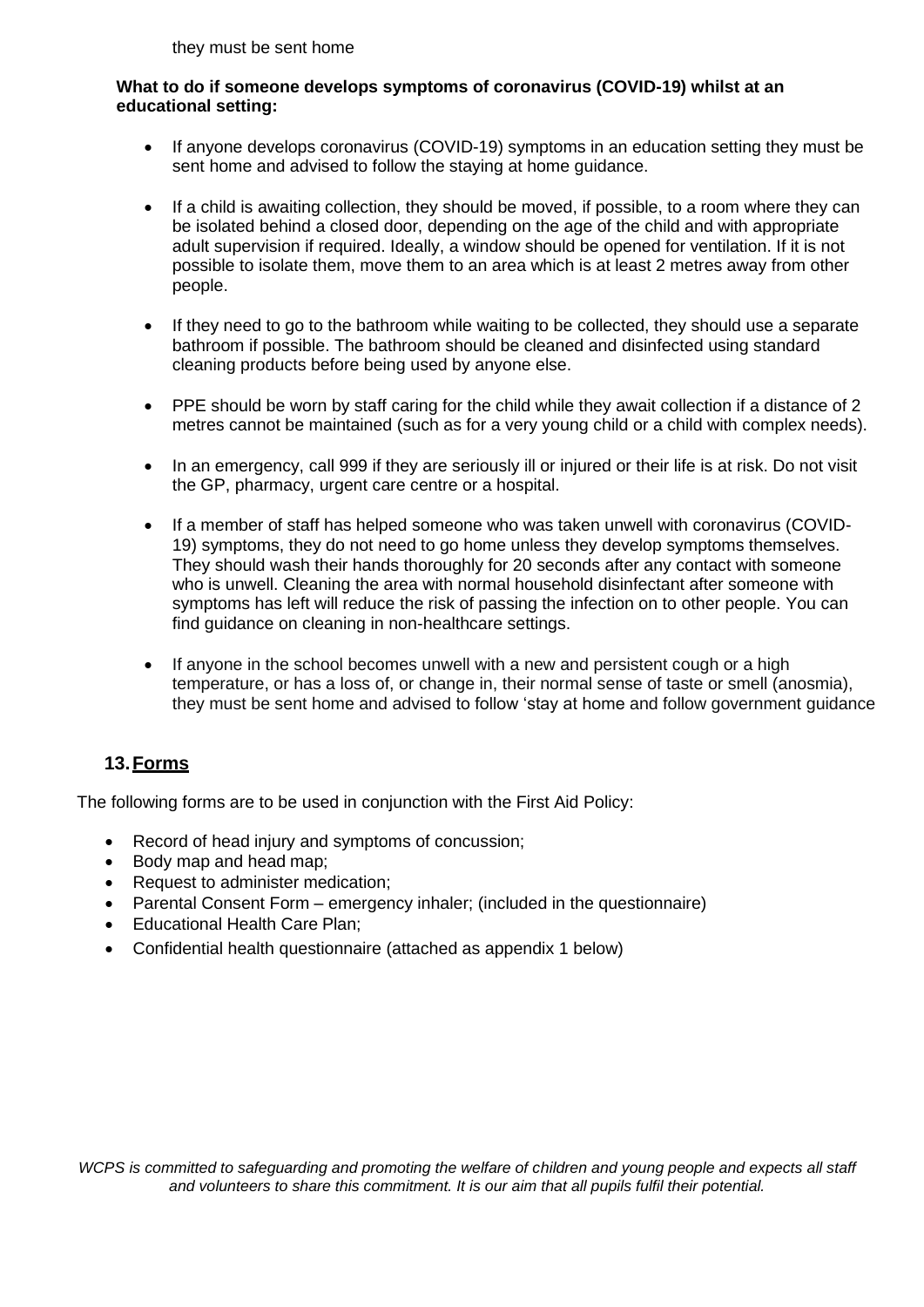they must be sent home

**What to do if someone develops symptoms of coronavirus (COVID-19) whilst at an educational setting:**

- If anyone develops coronavirus (COVID-19) symptoms in an education setting they must be sent home and advised to follow the staying at home guidance.
- If a child is awaiting collection, they should be moved, if possible, to a room where they can be isolated behind a closed door, depending on the age of the child and with appropriate adult supervision if required. Ideally, a window should be opened for ventilation. If it is not possible to isolate them, move them to an area which is at least 2 metres away from other people.
- If they need to go to the bathroom while waiting to be collected, they should use a separate bathroom if possible. The bathroom should be cleaned and disinfected using standard cleaning products before being used by anyone else.
- PPE should be worn by staff caring for the child while they await collection if a distance of 2 metres cannot be maintained (such as for a very young child or a child with complex needs).
- In an emergency, call 999 if they are seriously ill or injured or their life is at risk. Do not visit the GP, pharmacy, urgent care centre or a hospital.
- If a member of staff has helped someone who was taken unwell with coronavirus (COVID-19) symptoms, they do not need to go home unless they develop symptoms themselves. They should wash their hands thoroughly for 20 seconds after any contact with someone who is unwell. Cleaning the area with normal household disinfectant after someone with symptoms has left will reduce the risk of passing the infection on to other people. You can find guidance on cleaning in non-healthcare settings.
- If anyone in the school becomes unwell with a new and persistent cough or a high temperature, or has a loss of, or change in, their normal sense of taste or smell (anosmia), they must be sent home and advised to follow 'stay at home and follow government guidance

## 13. Forms

The following forms are to be used in conjunction with the First Aid Policy:

- Record of head injury and symptoms of concussion;
- Body map and head map;
- Request to administer medication;
- Parental Consent Form – emergency inhaler; (included in the questionnaire)
- Educational Health Care Plan;
- Confidential health questionnaire (attached as appendix 1 below)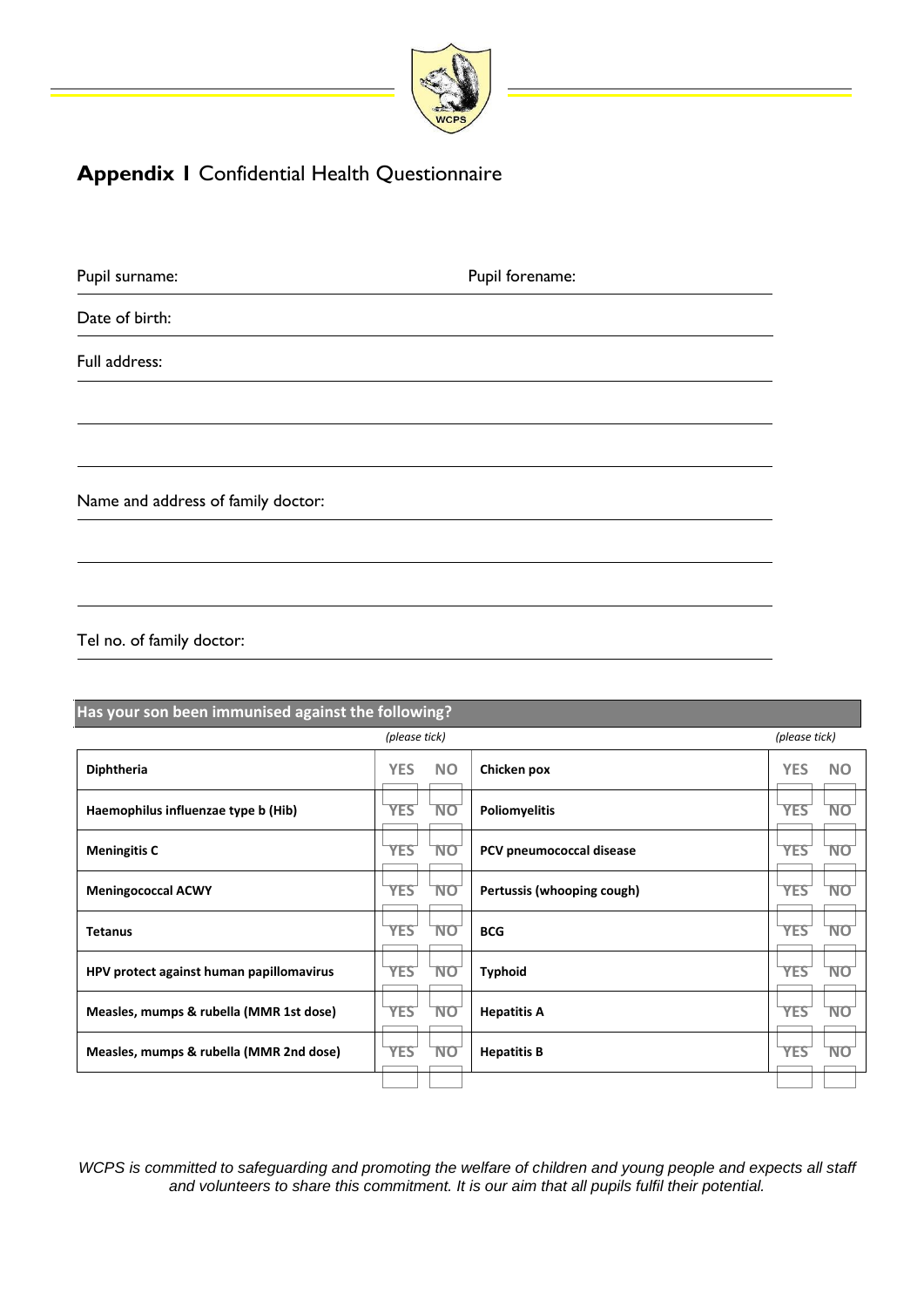## **Appendix I** Confidential Health Questionnaire

Pupil surname: Pupil forename:

Date of birth:

Full address:

Name and address of family doctor:

Tel no. of family doctor:

| Has your son been immunised against the following? | (please tick) | | (please tick) |
|---|---|---|---|
| **Diphtheria** | YES NO | **Chicken pox** | YES NO |
| **Haemophilus influenzae type b (Hib)** | YES NO | **Poliomyelitis** | YES NO |
| **Meningitis C** | YES NO | **PCV pneumococcal disease** | YES NO |
| **Meningococcal ACWY** | YES NO | **Pertussis (whooping cough)** | YES NO |
| **Tetanus** | YES NO | **BCG** | YES NO |
| **HPV protect against human papillomavirus** | YES NO | **Typhoid** | YES NO |
| **Measles, mumps & rubella (MMR 1st dose)** | YES NO | **Hepatitis A** | YES NO |
| **Measles, mumps & rubella (MMR 2nd dose)** | YES NO | **Hepatitis B** | YES NO |

*WCPS is committed to safeguarding and promoting the welfare of children and young people and expects all staff and volunteers to share this commitment. It is our aim that all pupils fulfil their potential.*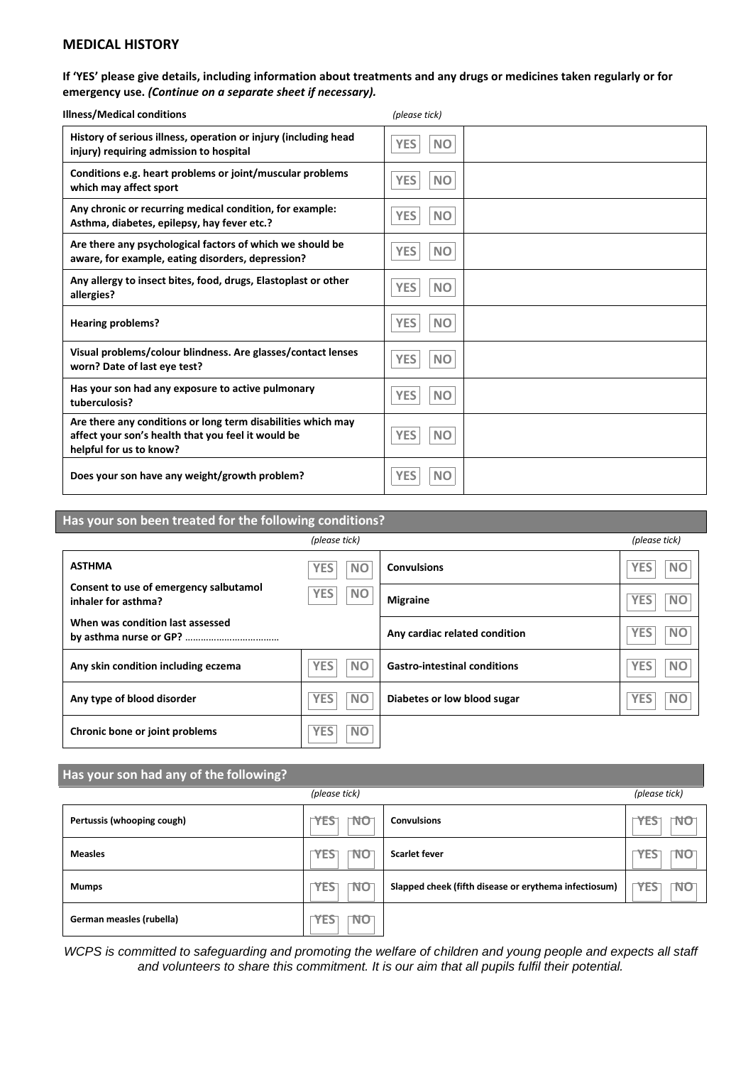## MEDICAL HISTORY

**If 'YES' please give details, including information about treatments and any drugs or medicines taken regularly or for emergency use. *(Continue on a separate sheet if necessary).***

| Illness/Medical conditions | *(please tick)* | |
|---|---|---|
| **History of serious illness, operation or injury (including head injury) requiring admission to hospital** | YES NO | |
| **Conditions e.g. heart problems or joint/muscular problems which may affect sport** | YES NO | |
| **Any chronic or recurring medical condition, for example: Asthma, diabetes, epilepsy, hay fever etc.?** | YES NO | |
| **Are there any psychological factors of which we should be aware, for example, eating disorders, depression?** | YES NO | |
| **Any allergy to insect bites, food, drugs, Elastoplast or other allergies?** | YES NO | |
| **Hearing problems?** | YES NO | |
| **Visual problems/colour blindness. Are glasses/contact lenses worn? Date of last eye test?** | YES NO | |
| **Has your son had any exposure to active pulmonary tuberculosis?** | YES NO | |
| **Are there any conditions or long term disabilities which may affect your son's health that you feel it would be helpful for us to know?** | YES NO | |
| **Does your son have any weight/growth problem?** | YES NO | |

### Has your son been treated for the following conditions?

| | *(please tick)* | | *(please tick)* |
|---|---|---|---|
| **ASTHMA** | YES NO | **Convulsions** | YES NO |
| **Consent to use of emergency salbutamol inhaler for asthma?** | YES NO | **Migraine** | YES NO |
| **When was condition last assessed by asthma nurse or GP?** ……………………………… | | **Any cardiac related condition** | YES NO |
| **Any skin condition including eczema** | YES NO | **Gastro-intestinal conditions** | YES NO |
| **Any type of blood disorder** | YES NO | **Diabetes or low blood sugar** | YES NO |
| **Chronic bone or joint problems** | YES NO | | |

### Has your son had any of the following?

| | *(please tick)* | | *(please tick)* |
|---|---|---|---|
| **Pertussis (whooping cough)** | YES NO | **Convulsions** | YES NO |
| **Measles** | YES NO | **Scarlet fever** | YES NO |
| **Mumps** | YES NO | **Slapped cheek (fifth disease or erythema infectiosum)** | YES NO |
| **German measles (rubella)** | YES NO | | |

*WCPS is committed to safeguarding and promoting the welfare of children and young people and expects all staff and volunteers to share this commitment. It is our aim that all pupils fulfil their potential.*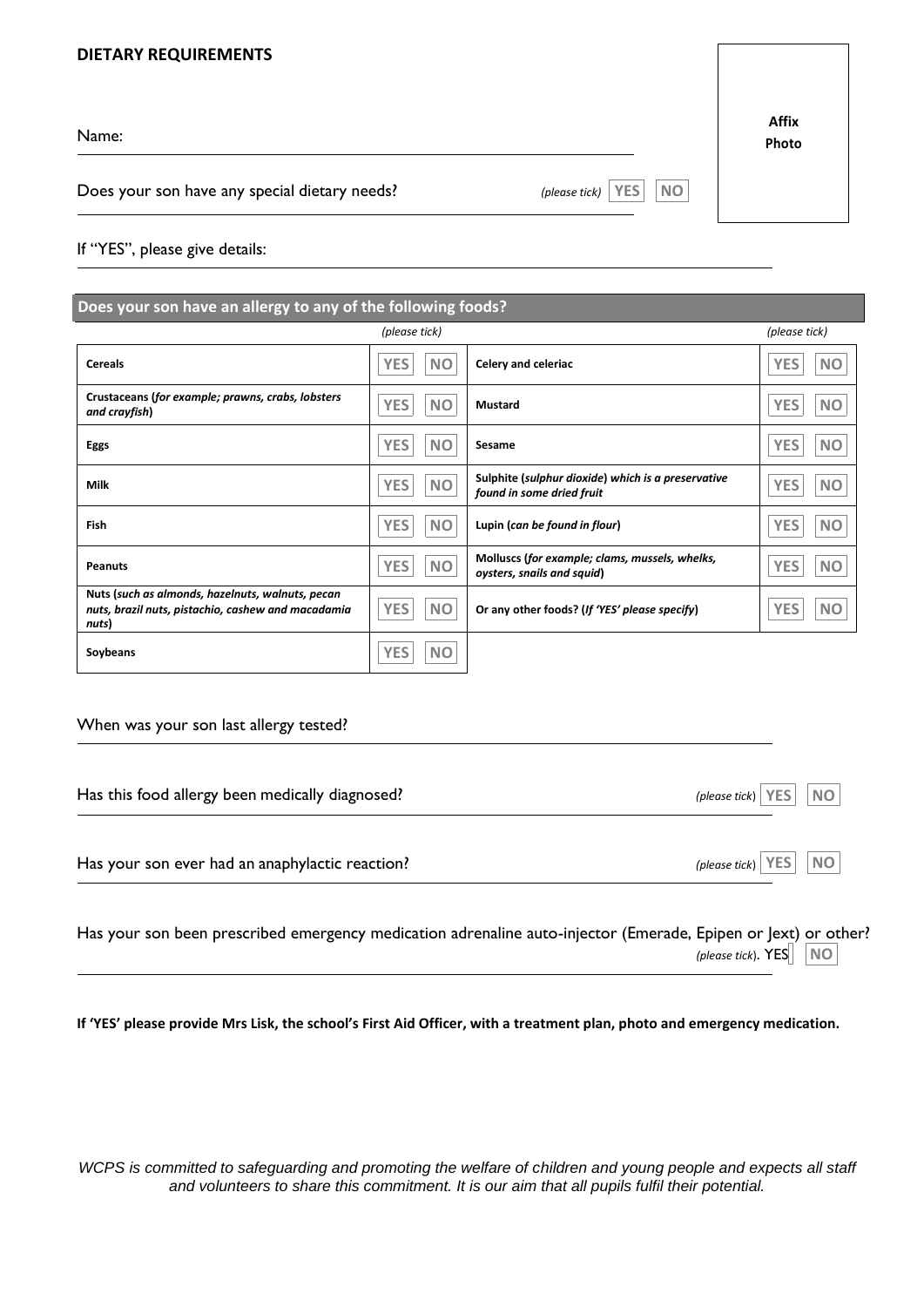## DIETARY REQUIREMENTS

Affix Photo

Name:

Does your son have any special dietary needs? *(please tick)* YES NO

If "YES", please give details:

**Does your son have an allergy to any of the following foods?**

| | *(please tick)* | | *(please tick)* |
|---|---|---|---|
| **Cereals** | YES NO | **Celery and celeriac** | YES NO |
| **Crustaceans (*for example; prawns, crabs, lobsters and crayfish*)** | YES NO | **Mustard** | YES NO |
| **Eggs** | YES NO | **Sesame** | YES NO |
| **Milk** | YES NO | **Sulphite (*sulphur dioxide*) *which is a preservative found in some dried fruit*** | YES NO |
| **Fish** | YES NO | **Lupin (*can be found in flour*)** | YES NO |
| **Peanuts** | YES NO | **Molluscs (*for example; clams, mussels, whelks, oysters, snails and squid*)** | YES NO |
| **Nuts (*such as almonds, hazelnuts, walnuts, pecan nuts, brazil nuts, pistachio, cashew and macadamia nuts*)** | YES NO | **Or any other foods? (*If 'YES' please specify*)** | YES NO |
| **Soybeans** | YES NO | | |

When was your son last allergy tested?

Has this food allergy been medically diagnosed? *(please tick)* YES NO

Has your son ever had an anaphylactic reaction? *(please tick)* YES NO

Has your son been prescribed emergency medication adrenaline auto-injector (Emerade, Epipen or Jext) or other? *(please tick)*. YES NO

**If 'YES' please provide Mrs Lisk, the school's First Aid Officer, with a treatment plan, photo and emergency medication.**

*WCPS is committed to safeguarding and promoting the welfare of children and young people and expects all staff and volunteers to share this commitment. It is our aim that all pupils fulfil their potential.*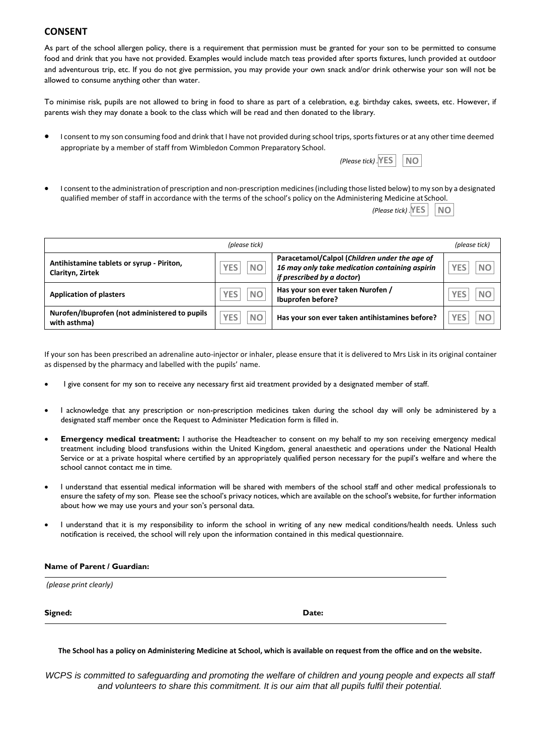## CONSENT

As part of the school allergen policy, there is a requirement that permission must be granted for your son to be permitted to consume food and drink that you have not provided. Examples would include match teas provided after sports fixtures, lunch provided at outdoor and adventurous trip, etc. If you do not give permission, you may provide your own snack and/or drink otherwise your son will not be allowed to consume anything other than water.

To minimise risk, pupils are not allowed to bring in food to share as part of a celebration, e.g. birthday cakes, sweets, etc. However, if parents wish they may donate a book to the class which will be read and then donated to the library.

- I consent to my son consuming food and drink that I have not provided during school trips, sports fixtures or at any other time deemed appropriate by a member of staff from Wimbledon Common Preparatory School.

  *(Please tick)* . YES NO

- I consent to the administration of prescription and non-prescription medicines (including those listed below) to my son by a designated qualified member of staff in accordance with the terms of the school's policy on the Administering Medicine at School.

  *(Please tick)* . YES NO

| | *(please tick)* | | *(please tick)* |
|---|---|---|---|
| **Antihistamine tablets or syrup - Piriton, Clarityn, Zirtek** | YES NO | **Paracetamol/Calpol (*Children under the age of 16 may only take medication containing aspirin if prescribed by a doctor*)** | YES NO |
| **Application of plasters** | YES NO | **Has your son ever taken Nurofen / Ibuprofen before?** | YES NO |
| **Nurofen/Ibuprofen (not administered to pupils with asthma)** | YES NO | **Has your son ever taken antihistamines before?** | YES NO |

If your son has been prescribed an adrenaline auto-injector or inhaler, please ensure that it is delivered to Mrs Lisk in its original container as dispensed by the pharmacy and labelled with the pupils' name.

- I give consent for my son to receive any necessary first aid treatment provided by a designated member of staff.
- I acknowledge that any prescription or non-prescription medicines taken during the school day will only be administered by a designated staff member once the Request to Administer Medication form is filled in.
- **Emergency medical treatment:** I authorise the Headteacher to consent on my behalf to my son receiving emergency medical treatment including blood transfusions within the United Kingdom, general anaesthetic and operations under the National Health Service or at a private hospital where certified by an appropriately qualified person necessary for the pupil's welfare and where the school cannot contact me in time.
- I understand that essential medical information will be shared with members of the school staff and other medical professionals to ensure the safety of my son. Please see the school's privacy notices, which are available on the school's website, for further information about how we may use yours and your son's personal data.
- I understand that it is my responsibility to inform the school in writing of any new medical conditions/health needs. Unless such notification is received, the school will rely upon the information contained in this medical questionnaire.

**Name of Parent / Guardian:**

*(please print clearly)*

**Signed:** **Date:**

**The School has a policy on Administering Medicine at School, which is available on request from the office and on the website.**

*WCPS is committed to safeguarding and promoting the welfare of children and young people and expects all staff and volunteers to share this commitment. It is our aim that all pupils fulfil their potential.*